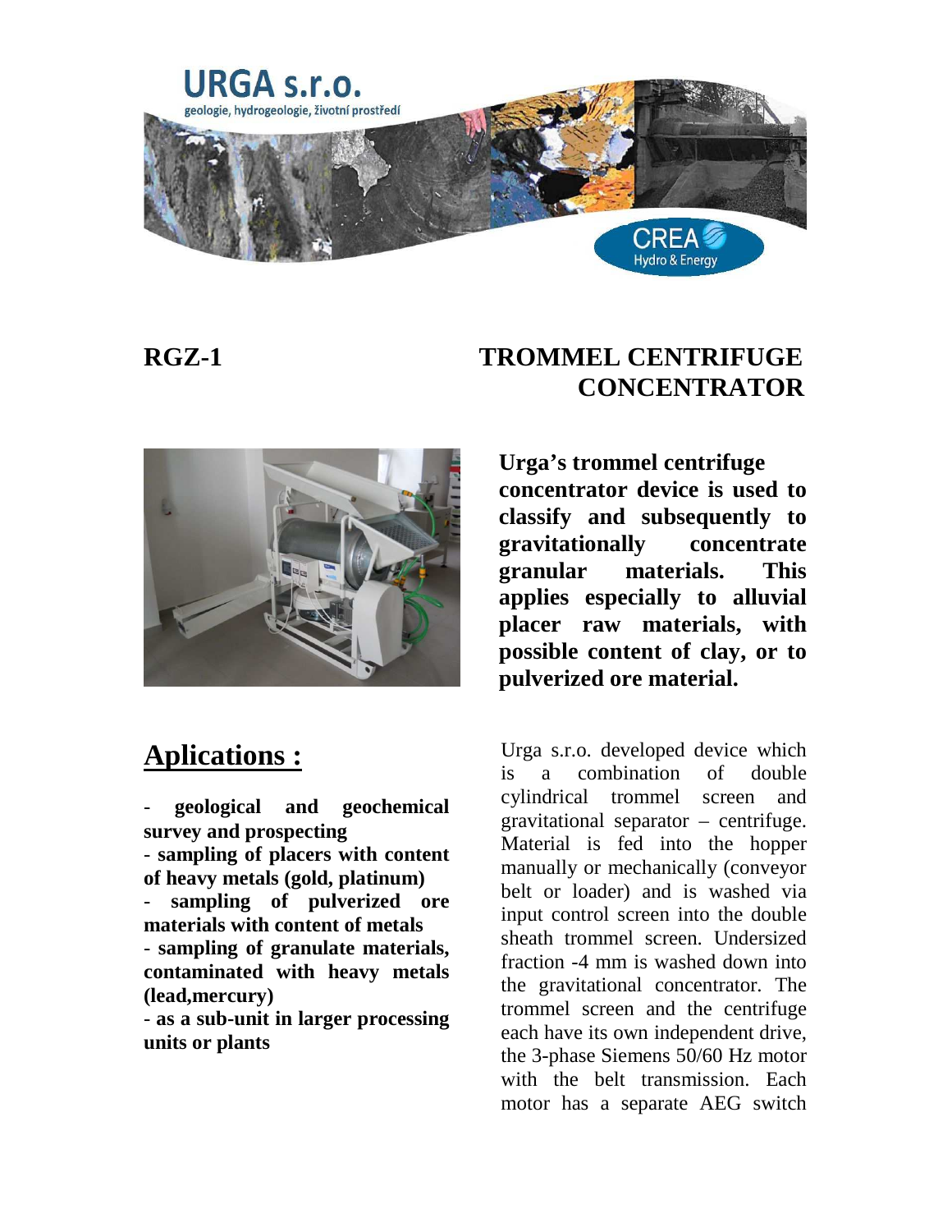URGA s.r.o.

geologie, hydrogeologie, životní prostředí

CREA Hydro & Energy

# RGZ-1 TROMMEL CENTRIFUGE CONCENTRATOR

**Urga's trommel centrifuge concentrator device is used to classify and subsequently to gravitationally concentrate granular materials. This applies especially to alluvial placer raw materials, with possible content of clay, or to pulverized ore material.**

## Aplications :

- **geological and geochemical survey and prospecting**
- **sampling of placers with content of heavy metals (gold, platinum)**
- **sampling of pulverized ore materials with content of metals**
- **sampling of granulate materials, contaminated with heavy metals (lead,mercury)**
- **as a sub-unit in larger processing units or plants**

Urga s.r.o. developed device which is a combination of double cylindrical trommel screen and gravitational separator – centrifuge. Material is fed into the hopper manually or mechanically (conveyor belt or loader) and is washed via input control screen into the double sheath trommel screen. Undersized fraction -4 mm is washed down into the gravitational concentrator. The trommel screen and the centrifuge each have its own independent drive, the 3-phase Siemens 50/60 Hz motor with the belt transmission. Each motor has a separate AEG switch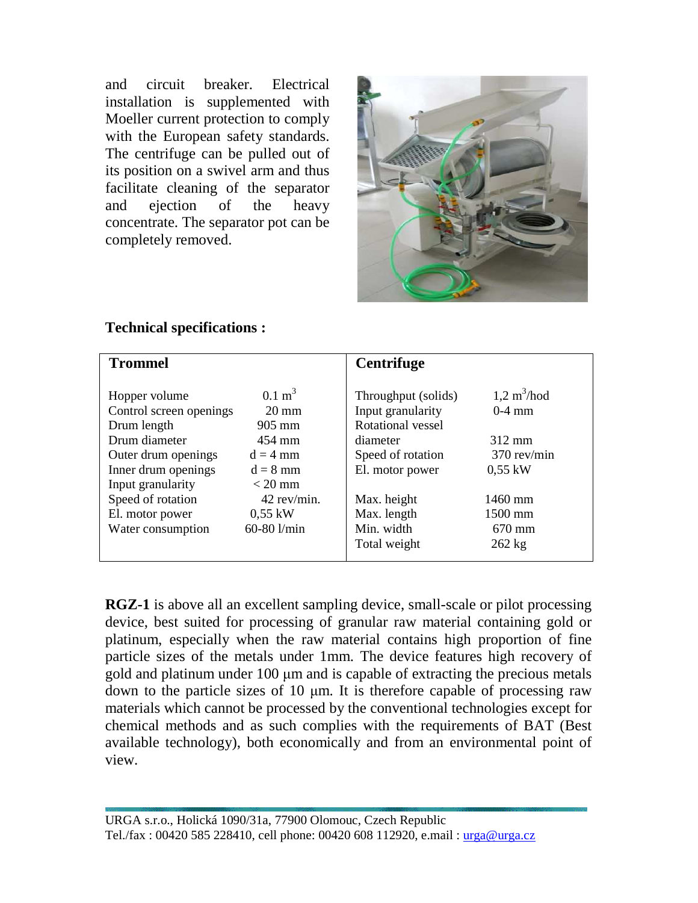and circuit breaker. Electrical installation is supplemented with Moeller current protection to comply with the European safety standards. The centrifuge can be pulled out of its position on a swivel arm and thus facilitate cleaning of the separator and ejection of the heavy concentrate. The separator pot can be completely removed.

**Technical specifications :**

| **Trommel** | | **Centrifuge** | |
|---|---|---|---|
| Hopper volume | 0.1 $m^3$ | Throughput (solids) | 1,2 $m^3$/hod |
| Control screen openings | 20 mm | Input granularity | 0-4 mm |
| Drum length | 905 mm | Rotational vessel diameter | 312 mm |
| Drum diameter | 454 mm | Speed of rotation | 370 rev/min |
| Outer drum openings | d = 4 mm | El. motor power | 0,55 kW |
| Inner drum openings | d = 8 mm | | |
| Input granularity | < 20 mm | Max. height | 1460 mm |
| Speed of rotation | 42 rev/min. | Max. length | 1500 mm |
| El. motor power | 0,55 kW | Min. width | 670 mm |
| Water consumption | 60-80 l/min | Total weight | 262 kg |

**RGZ-1** is above all an excellent sampling device, small-scale or pilot processing device, best suited for processing of granular raw material containing gold or platinum, especially when the raw material contains high proportion of fine particle sizes of the metals under 1mm. The device features high recovery of gold and platinum under 100 µm and is capable of extracting the precious metals down to the particle sizes of 10 µm. It is therefore capable of processing raw materials which cannot be processed by the conventional technologies except for chemical methods and as such complies with the requirements of BAT (Best available technology), both economically and from an environmental point of view.

URGA s.r.o., Holická 1090/31a, 77900 Olomouc, Czech Republic
Tel./fax : 00420 585 228410, cell phone: 00420 608 112920, e.mail : urga@urga.cz